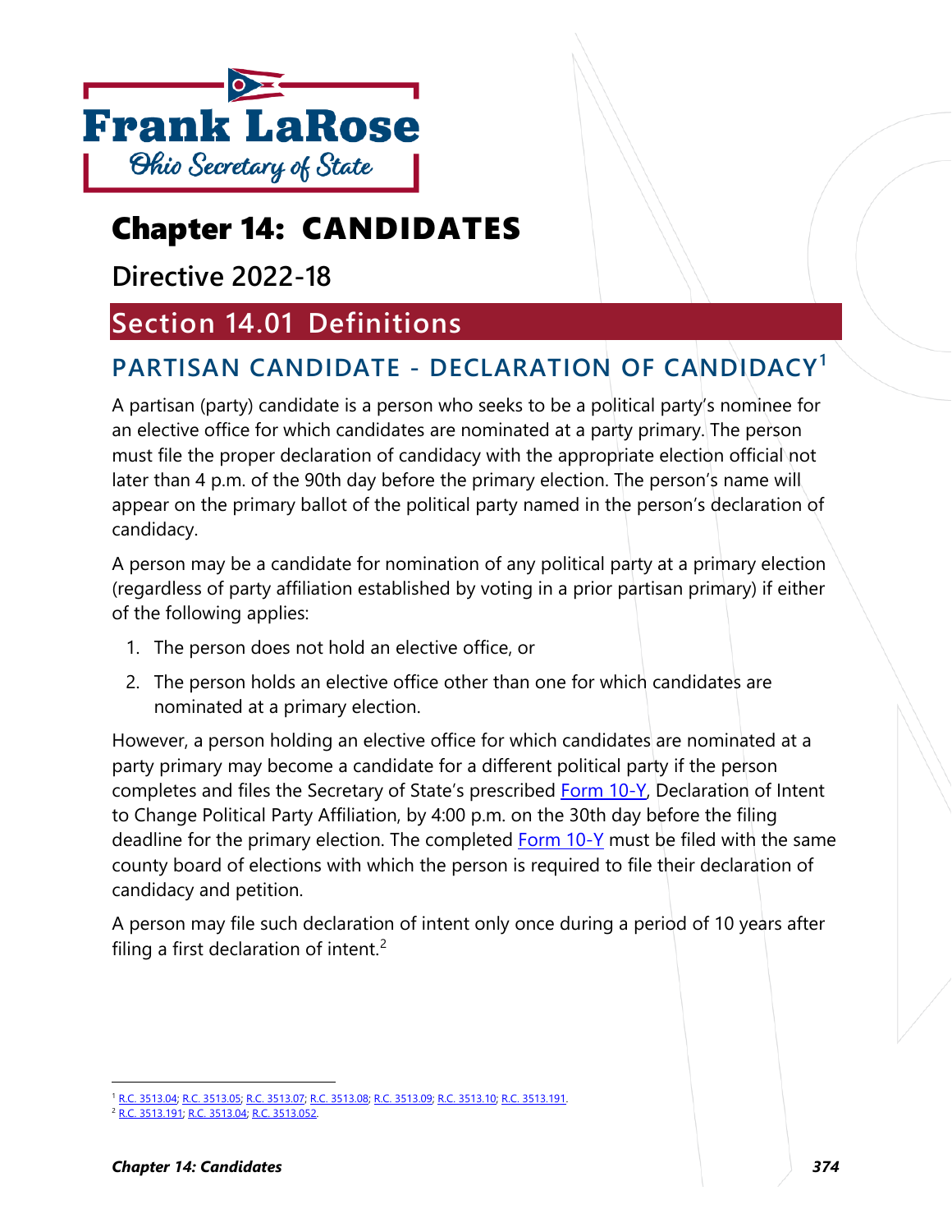Frank LaRose

Ohio Secretary of State

# Chapter 14: CANDIDATES

## Directive 2022-18

## Section 14.01 Definitions

### PARTISAN CANDIDATE - DECLARATION OF CANDIDACY[1]

A partisan (party) candidate is a person who seeks to be a political party's nominee for an elective office for which candidates are nominated at a party primary. The person must file the proper declaration of candidacy with the appropriate election official not later than 4 p.m. of the 90th day before the primary election. The person's name will appear on the primary ballot of the political party named in the person's declaration of candidacy.

A person may be a candidate for nomination of any political party at a primary election (regardless of party affiliation established by voting in a prior partisan primary) if either of the following applies:

1. The person does not hold an elective office, or
2. The person holds an elective office other than one for which candidates are nominated at a primary election.

However, a person holding an elective office for which candidates are nominated at a party primary may become a candidate for a different political party if the person completes and files the Secretary of State's prescribed Form 10-Y, Declaration of Intent to Change Political Party Affiliation, by 4:00 p.m. on the 30th day before the filing deadline for the primary election. The completed Form 10-Y must be filed with the same county board of elections with which the person is required to file their declaration of candidacy and petition.

A person may file such declaration of intent only once during a period of 10 years after filing a first declaration of intent.[2]

---

[1] R.C. 3513.04; R.C. 3513.05; R.C. 3513.07; R.C. 3513.08; R.C. 3513.09; R.C. 3513.10; R.C. 3513.191.

[2] R.C. 3513.191; R.C. 3513.04; R.C. 3513.052.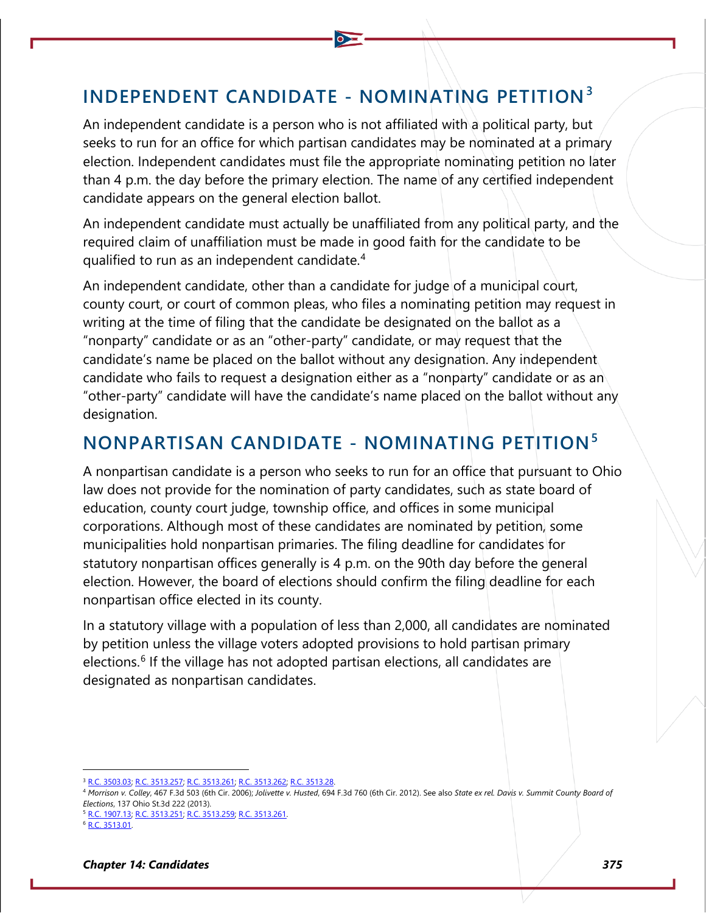## INDEPENDENT CANDIDATE - NOMINATING PETITION[3]

An independent candidate is a person who is not affiliated with a political party, but seeks to run for an office for which partisan candidates may be nominated at a primary election. Independent candidates must file the appropriate nominating petition no later than 4 p.m. the day before the primary election. The name of any certified independent candidate appears on the general election ballot.

An independent candidate must actually be unaffiliated from any political party, and the required claim of unaffiliation must be made in good faith for the candidate to be qualified to run as an independent candidate.[4]

An independent candidate, other than a candidate for judge of a municipal court, county court, or court of common pleas, who files a nominating petition may request in writing at the time of filing that the candidate be designated on the ballot as a "nonparty" candidate or as an "other-party" candidate, or may request that the candidate's name be placed on the ballot without any designation. Any independent candidate who fails to request a designation either as a "nonparty" candidate or as an "other-party" candidate will have the candidate's name placed on the ballot without any designation.

## NONPARTISAN CANDIDATE - NOMINATING PETITION[5]

A nonpartisan candidate is a person who seeks to run for an office that pursuant to Ohio law does not provide for the nomination of party candidates, such as state board of education, county court judge, township office, and offices in some municipal corporations. Although most of these candidates are nominated by petition, some municipalities hold nonpartisan primaries. The filing deadline for candidates for statutory nonpartisan offices generally is 4 p.m. on the 90th day before the general election. However, the board of elections should confirm the filing deadline for each nonpartisan office elected in its county.

In a statutory village with a population of less than 2,000, all candidates are nominated by petition unless the village voters adopted provisions to hold partisan primary elections.[6] If the village has not adopted partisan elections, all candidates are designated as nonpartisan candidates.

---

[3] R.C. 3503.03; R.C. 3513.257; R.C. 3513.261; R.C. 3513.262; R.C. 3513.28.

[4] *Morrison v. Colley*, 467 F.3d 503 (6th Cir. 2006); *Jolivette v. Husted*, 694 F.3d 760 (6th Cir. 2012). See also *State ex rel. Davis v. Summit County Board of Elections*, 137 Ohio St.3d 222 (2013).

[5] R.C. 1907.13; R.C. 3513.251; R.C. 3513.259; R.C. 3513.261.

[6] R.C. 3513.01.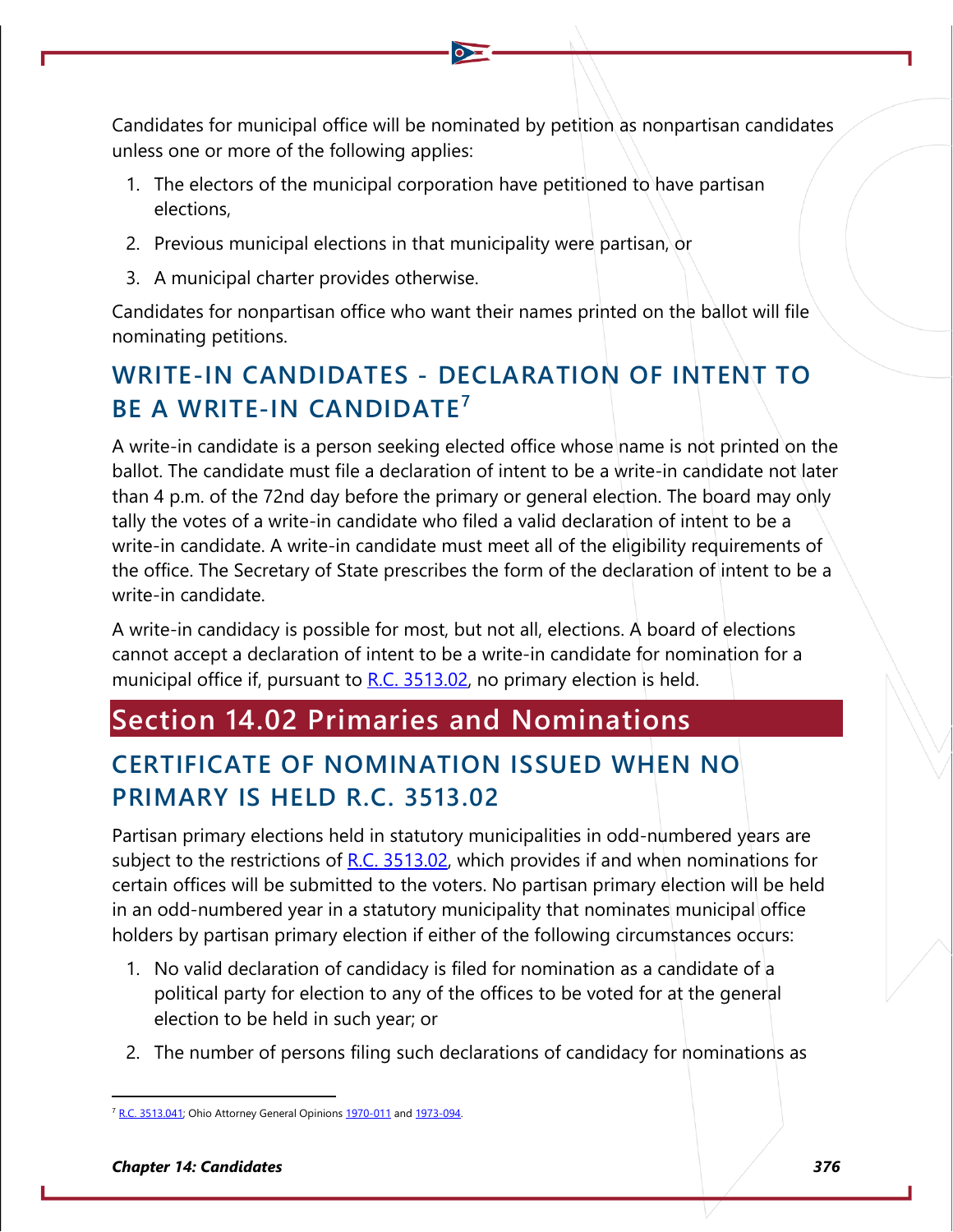Candidates for municipal office will be nominated by petition as nonpartisan candidates unless one or more of the following applies:

1. The electors of the municipal corporation have petitioned to have partisan elections,
2. Previous municipal elections in that municipality were partisan, or
3. A municipal charter provides otherwise.

Candidates for nonpartisan office who want their names printed on the ballot will file nominating petitions.

### WRITE-IN CANDIDATES - DECLARATION OF INTENT TO BE A WRITE-IN CANDIDATE[7]

A write-in candidate is a person seeking elected office whose name is not printed on the ballot. The candidate must file a declaration of intent to be a write-in candidate not later than 4 p.m. of the 72nd day before the primary or general election. The board may only tally the votes of a write-in candidate who filed a valid declaration of intent to be a write-in candidate. A write-in candidate must meet all of the eligibility requirements of the office. The Secretary of State prescribes the form of the declaration of intent to be a write-in candidate.

A write-in candidacy is possible for most, but not all, elections. A board of elections cannot accept a declaration of intent to be a write-in candidate for nomination for a municipal office if, pursuant to R.C. 3513.02, no primary election is held.

## Section 14.02 Primaries and Nominations

### CERTIFICATE OF NOMINATION ISSUED WHEN NO PRIMARY IS HELD R.C. 3513.02

Partisan primary elections held in statutory municipalities in odd-numbered years are subject to the restrictions of R.C. 3513.02, which provides if and when nominations for certain offices will be submitted to the voters. No partisan primary election will be held in an odd-numbered year in a statutory municipality that nominates municipal office holders by partisan primary election if either of the following circumstances occurs:

1. No valid declaration of candidacy is filed for nomination as a candidate of a political party for election to any of the offices to be voted for at the general election to be held in such year; or
2. The number of persons filing such declarations of candidacy for nominations as

[7] R.C. 3513.041; Ohio Attorney General Opinions 1970-011 and 1973-094.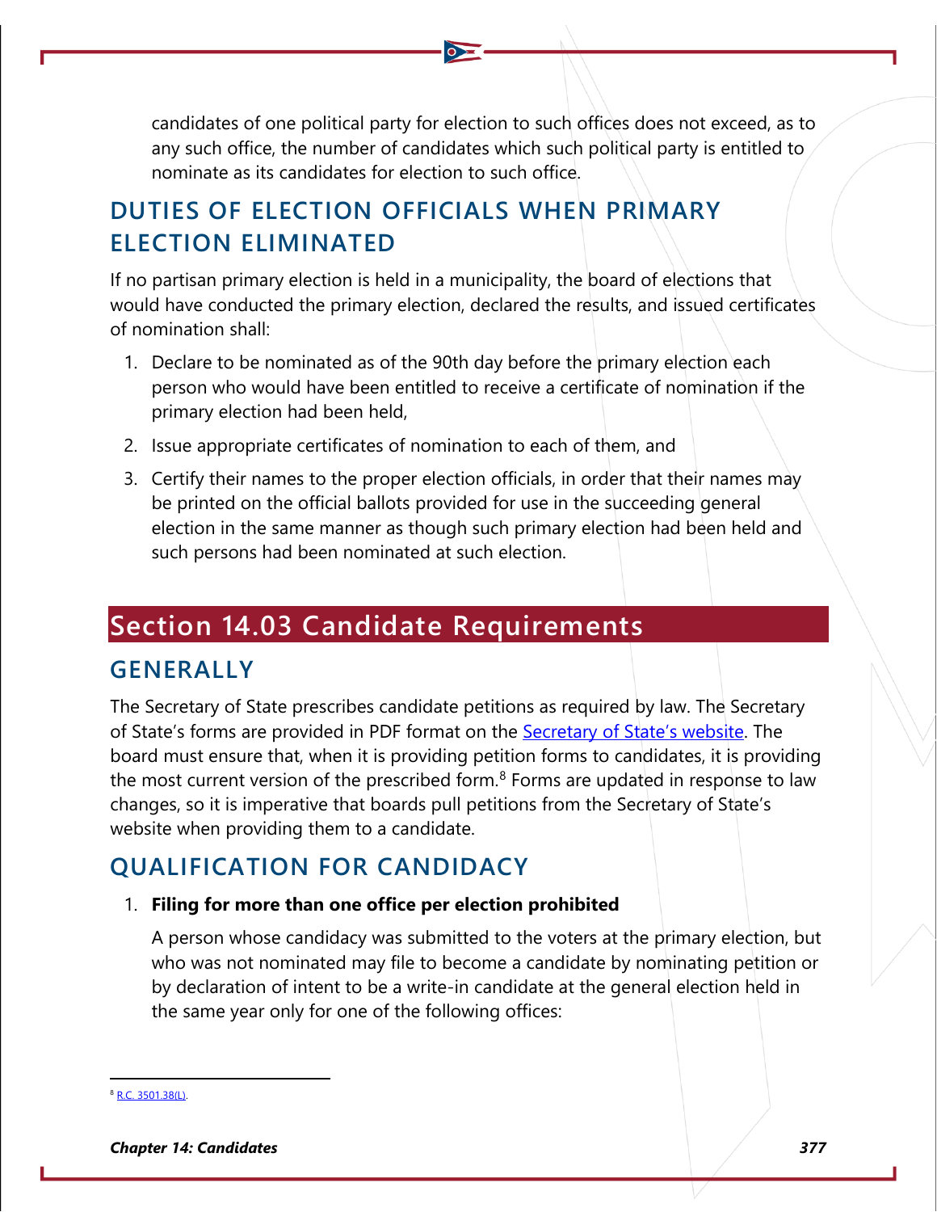candidates of one political party for election to such offices does not exceed, as to any such office, the number of candidates which such political party is entitled to nominate as its candidates for election to such office.

### DUTIES OF ELECTION OFFICIALS WHEN PRIMARY ELECTION ELIMINATED

If no partisan primary election is held in a municipality, the board of elections that would have conducted the primary election, declared the results, and issued certificates of nomination shall:

1. Declare to be nominated as of the 90th day before the primary election each person who would have been entitled to receive a certificate of nomination if the primary election had been held,
2. Issue appropriate certificates of nomination to each of them, and
3. Certify their names to the proper election officials, in order that their names may be printed on the official ballots provided for use in the succeeding general election in the same manner as though such primary election had been held and such persons had been nominated at such election.

## Section 14.03 Candidate Requirements

### GENERALLY

The Secretary of State prescribes candidate petitions as required by law. The Secretary of State's forms are provided in PDF format on the Secretary of State's website. The board must ensure that, when it is providing petition forms to candidates, it is providing the most current version of the prescribed form.[8] Forms are updated in response to law changes, so it is imperative that boards pull petitions from the Secretary of State's website when providing them to a candidate.

### QUALIFICATION FOR CANDIDACY

1. **Filing for more than one office per election prohibited**

   A person whose candidacy was submitted to the voters at the primary election, but who was not nominated may file to become a candidate by nominating petition or by declaration of intent to be a write-in candidate at the general election held in the same year only for one of the following offices:

[8] R.C. 3501.38(L).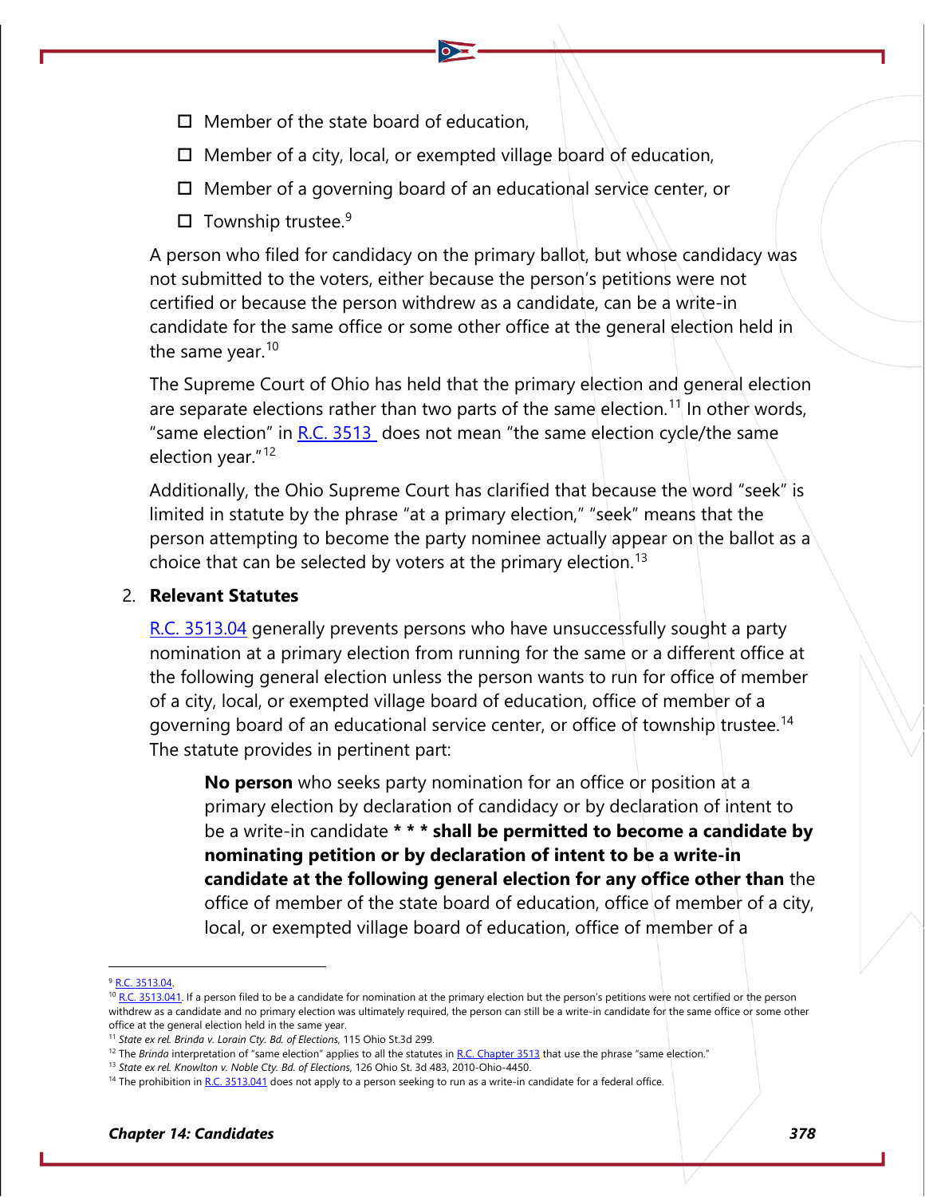- ☐ Member of the state board of education,
- ☐ Member of a city, local, or exempted village board of education,
- ☐ Member of a governing board of an educational service center, or
- ☐ Township trustee.[9]

A person who filed for candidacy on the primary ballot, but whose candidacy was not submitted to the voters, either because the person's petitions were not certified or because the person withdrew as a candidate, can be a write-in candidate for the same office or some other office at the general election held in the same year.[10]

The Supreme Court of Ohio has held that the primary election and general election are separate elections rather than two parts of the same election.[11] In other words, "same election" in R.C. 3513 does not mean "the same election cycle/the same election year."[12]

Additionally, the Ohio Supreme Court has clarified that because the word "seek" is limited in statute by the phrase "at a primary election," "seek" means that the person attempting to become the party nominee actually appear on the ballot as a choice that can be selected by voters at the primary election.[13]

2. **Relevant Statutes**

R.C. 3513.04 generally prevents persons who have unsuccessfully sought a party nomination at a primary election from running for the same or a different office at the following general election unless the person wants to run for office of member of a city, local, or exempted village board of education, office of member of a governing board of an educational service center, or office of township trustee.[14] The statute provides in pertinent part:

> **No person** who seeks party nomination for an office or position at a primary election by declaration of candidacy or by declaration of intent to be a write-in candidate *** * * shall be permitted to become a candidate by nominating petition or by declaration of intent to be a write-in candidate at the following general election for any office other than** the office of member of the state board of education, office of member of a city, local, or exempted village board of education, office of member of a

---

[9] R.C. 3513.04.

[10] R.C. 3513.041. If a person filed to be a candidate for nomination at the primary election but the person's petitions were not certified or the person withdrew as a candidate and no primary election was ultimately required, the person can still be a write-in candidate for the same office or some other office at the general election held in the same year.

[11] *State ex rel. Brinda v. Lorain Cty. Bd. of Elections*, 115 Ohio St.3d 299.

[12] The *Brinda* interpretation of "same election" applies to all the statutes in R.C. Chapter 3513 that use the phrase "same election."

[13] *State ex rel. Knowlton v. Noble Cty. Bd. of Elections*, 126 Ohio St. 3d 483, 2010-Ohio-4450.

[14] The prohibition in R.C. 3513.041 does not apply to a person seeking to run as a write-in candidate for a federal office.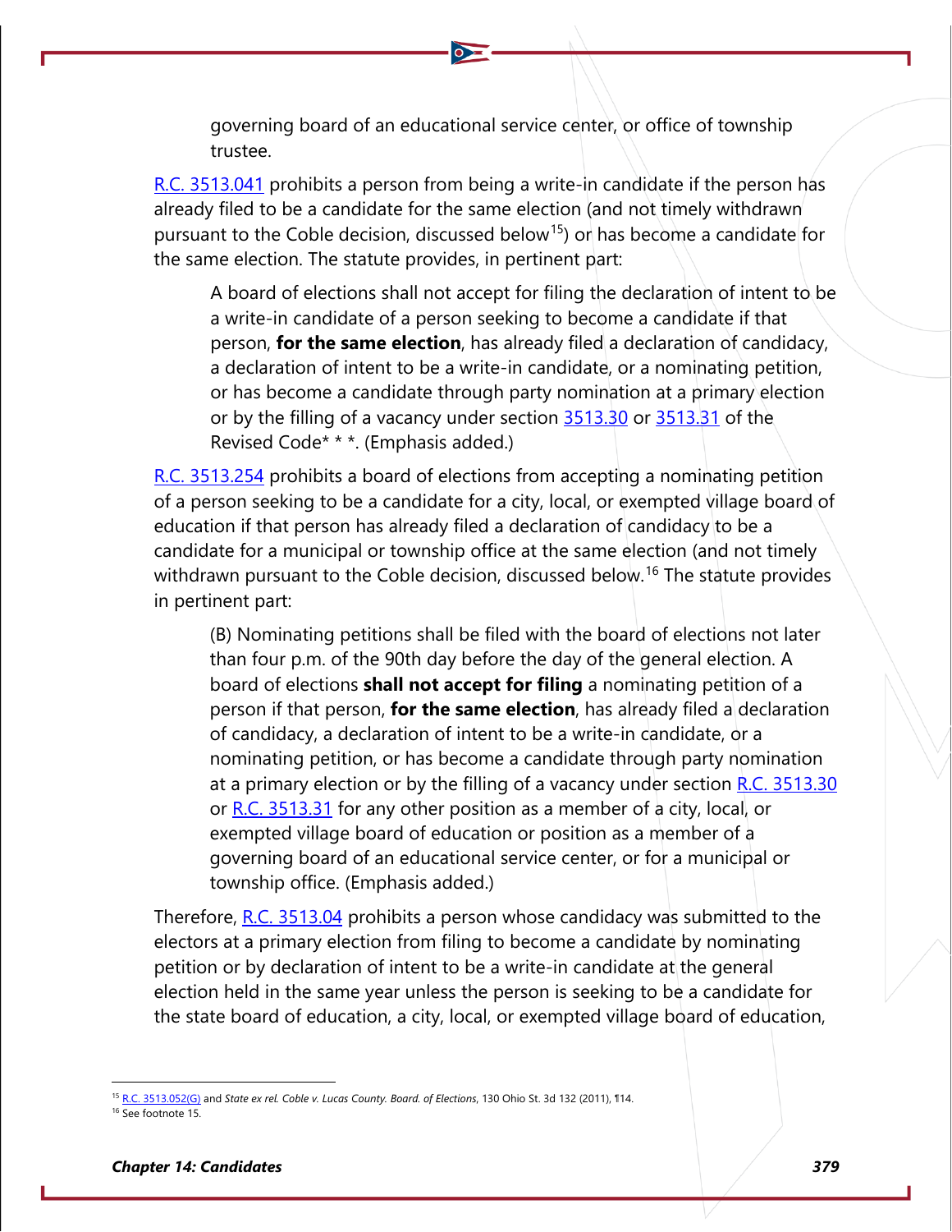governing board of an educational service center, or office of township trustee.

R.C. 3513.041 prohibits a person from being a write-in candidate if the person has already filed to be a candidate for the same election (and not timely withdrawn pursuant to the Coble decision, discussed below[15]) or has become a candidate for the same election. The statute provides, in pertinent part:

> A board of elections shall not accept for filing the declaration of intent to be a write-in candidate of a person seeking to become a candidate if that person, **for the same election**, has already filed a declaration of candidacy, a declaration of intent to be a write-in candidate, or a nominating petition, or has become a candidate through party nomination at a primary election or by the filling of a vacancy under section 3513.30 or 3513.31 of the Revised Code* * *. (Emphasis added.)

R.C. 3513.254 prohibits a board of elections from accepting a nominating petition of a person seeking to be a candidate for a city, local, or exempted village board of education if that person has already filed a declaration of candidacy to be a candidate for a municipal or township office at the same election (and not timely withdrawn pursuant to the Coble decision, discussed below.[16] The statute provides in pertinent part:

> (B) Nominating petitions shall be filed with the board of elections not later than four p.m. of the 90th day before the day of the general election. A board of elections **shall not accept for filing** a nominating petition of a person if that person, **for the same election**, has already filed a declaration of candidacy, a declaration of intent to be a write-in candidate, or a nominating petition, or has become a candidate through party nomination at a primary election or by the filling of a vacancy under section R.C. 3513.30 or R.C. 3513.31 for any other position as a member of a city, local, or exempted village board of education or position as a member of a governing board of an educational service center, or for a municipal or township office. (Emphasis added.)

Therefore, R.C. 3513.04 prohibits a person whose candidacy was submitted to the electors at a primary election from filing to become a candidate by nominating petition or by declaration of intent to be a write-in candidate at the general election held in the same year unless the person is seeking to be a candidate for the state board of education, a city, local, or exempted village board of education,

---

[15] R.C. 3513.052(G) and *State ex rel. Coble v. Lucas County. Board. of Elections*, 130 Ohio St. 3d 132 (2011), ¶14.

[16] See footnote 15.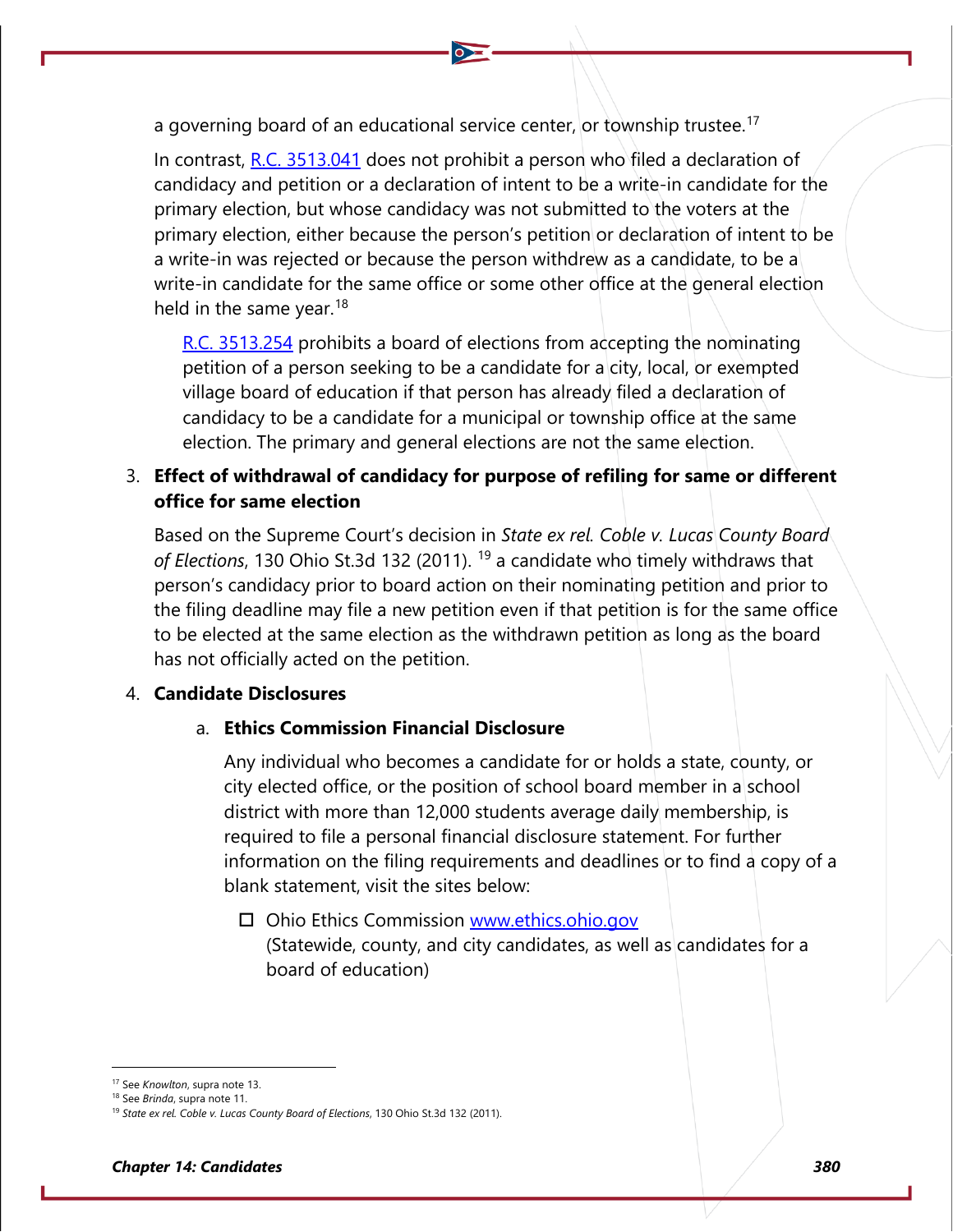a governing board of an educational service center, or township trustee.[17]

In contrast, [R.C. 3513.041]() does not prohibit a person who filed a declaration of candidacy and petition or a declaration of intent to be a write-in candidate for the primary election, but whose candidacy was not submitted to the voters at the primary election, either because the person's petition or declaration of intent to be a write-in was rejected or because the person withdrew as a candidate, to be a write-in candidate for the same office or some other office at the general election held in the same year.[18]

> [R.C. 3513.254]() prohibits a board of elections from accepting the nominating petition of a person seeking to be a candidate for a city, local, or exempted village board of education if that person has already filed a declaration of candidacy to be a candidate for a municipal or township office at the same election. The primary and general elections are not the same election.

3. **Effect of withdrawal of candidacy for purpose of refiling for same or different office for same election**

   Based on the Supreme Court's decision in *State ex rel. Coble v. Lucas County Board of Elections*, 130 Ohio St.3d 132 (2011). [19] a candidate who timely withdraws that person's candidacy prior to board action on their nominating petition and prior to the filing deadline may file a new petition even if that petition is for the same office to be elected at the same election as the withdrawn petition as long as the board has not officially acted on the petition.

4. **Candidate Disclosures**

   a. **Ethics Commission Financial Disclosure**

      Any individual who becomes a candidate for or holds a state, county, or city elected office, or the position of school board member in a school district with more than 12,000 students average daily membership, is required to file a personal financial disclosure statement. For further information on the filing requirements and deadlines or to find a copy of a blank statement, visit the sites below:

      - ☐ Ohio Ethics Commission [www.ethics.ohio.gov]()
        (Statewide, county, and city candidates, as well as candidates for a board of education)

---

[17] See *Knowlton*, supra note 13.
[18] See *Brinda*, supra note 11.
[19] *State ex rel. Coble v. Lucas County Board of Elections*, 130 Ohio St.3d 132 (2011).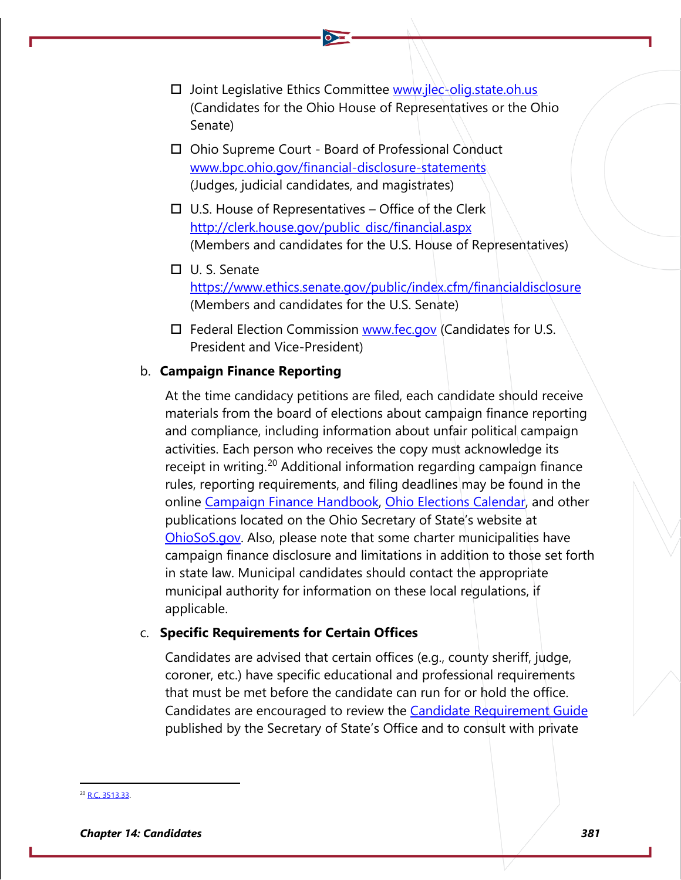- ☐ Joint Legislative Ethics Committee [www.jlec-olig.state.oh.us](http://www.jlec-olig.state.oh.us) (Candidates for the Ohio House of Representatives or the Ohio Senate)
- ☐ Ohio Supreme Court - Board of Professional Conduct [www.bpc.ohio.gov/financial-disclosure-statements](http://www.bpc.ohio.gov/financial-disclosure-statements) (Judges, judicial candidates, and magistrates)
- ☐ U.S. House of Representatives – Office of the Clerk [http://clerk.house.gov/public_disc/financial.aspx](http://clerk.house.gov/public_disc/financial.aspx) (Members and candidates for the U.S. House of Representatives)
- ☐ U. S. Senate [https://www.ethics.senate.gov/public/index.cfm/financialdisclosure](https://www.ethics.senate.gov/public/index.cfm/financialdisclosure) (Members and candidates for the U.S. Senate)
- ☐ Federal Election Commission [www.fec.gov](http://www.fec.gov) (Candidates for U.S. President and Vice-President)

b. **Campaign Finance Reporting**

At the time candidacy petitions are filed, each candidate should receive materials from the board of elections about campaign finance reporting and compliance, including information about unfair political campaign activities. Each person who receives the copy must acknowledge its receipt in writing.[20] Additional information regarding campaign finance rules, reporting requirements, and filing deadlines may be found in the online Campaign Finance Handbook, Ohio Elections Calendar, and other publications located on the Ohio Secretary of State's website at OhioSoS.gov. Also, please note that some charter municipalities have campaign finance disclosure and limitations in addition to those set forth in state law. Municipal candidates should contact the appropriate municipal authority for information on these local regulations, if applicable.

c. **Specific Requirements for Certain Offices**

Candidates are advised that certain offices (e.g., county sheriff, judge, coroner, etc.) have specific educational and professional requirements that must be met before the candidate can run for or hold the office. Candidates are encouraged to review the Candidate Requirement Guide published by the Secretary of State's Office and to consult with private

[20] R.C. 3513.33.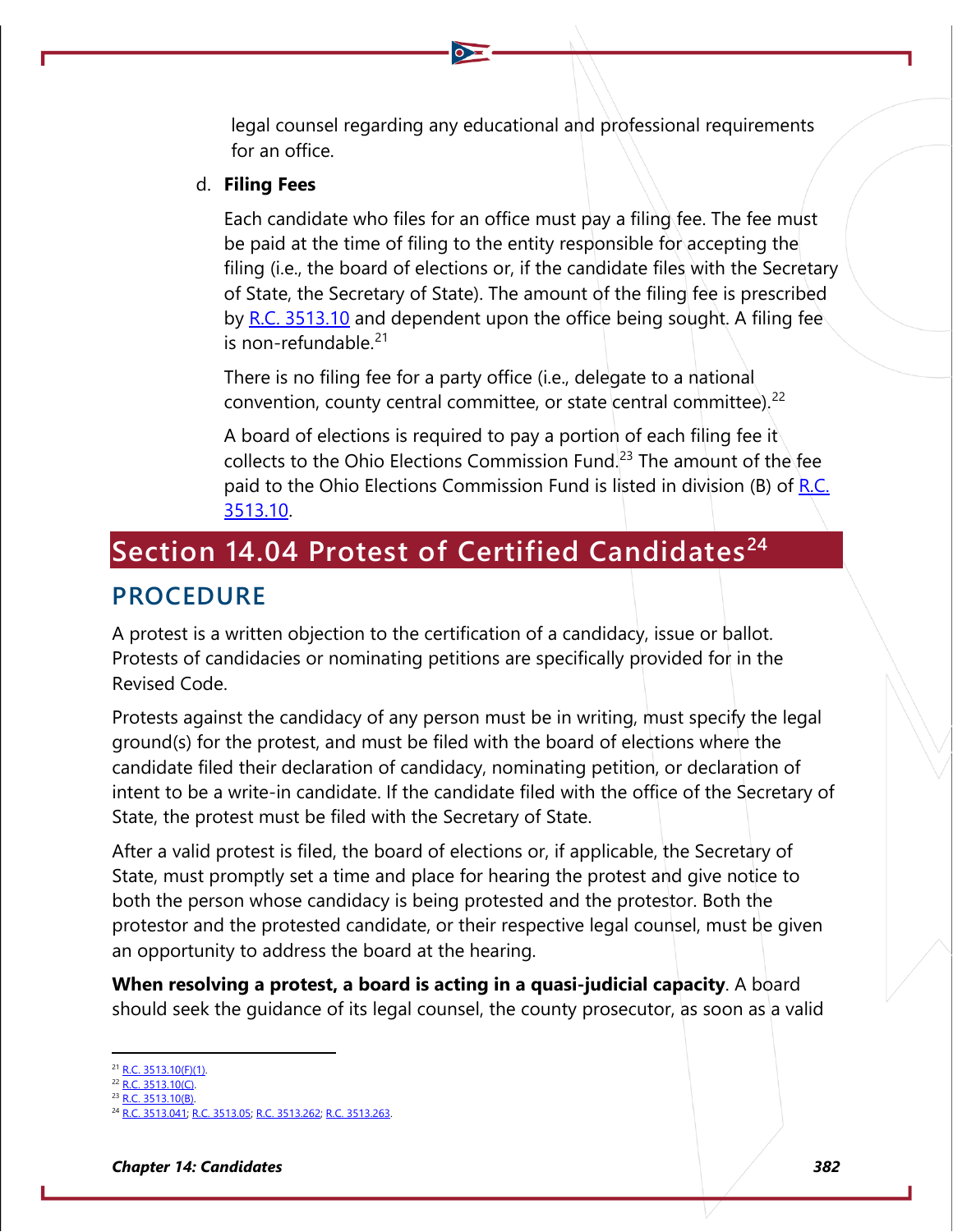legal counsel regarding any educational and professional requirements for an office.

d. **Filing Fees**

Each candidate who files for an office must pay a filing fee. The fee must be paid at the time of filing to the entity responsible for accepting the filing (i.e., the board of elections or, if the candidate files with the Secretary of State, the Secretary of State). The amount of the filing fee is prescribed by R.C. 3513.10 and dependent upon the office being sought. A filing fee is non-refundable.[21]

There is no filing fee for a party office (i.e., delegate to a national convention, county central committee, or state central committee).[22]

A board of elections is required to pay a portion of each filing fee it collects to the Ohio Elections Commission Fund.[23] The amount of the fee paid to the Ohio Elections Commission Fund is listed in division (B) of R.C. 3513.10.

# Section 14.04 Protest of Certified Candidates[24]

## PROCEDURE

A protest is a written objection to the certification of a candidacy, issue or ballot. Protests of candidacies or nominating petitions are specifically provided for in the Revised Code.

Protests against the candidacy of any person must be in writing, must specify the legal ground(s) for the protest, and must be filed with the board of elections where the candidate filed their declaration of candidacy, nominating petition, or declaration of intent to be a write-in candidate. If the candidate filed with the office of the Secretary of State, the protest must be filed with the Secretary of State.

After a valid protest is filed, the board of elections or, if applicable, the Secretary of State, must promptly set a time and place for hearing the protest and give notice to both the person whose candidacy is being protested and the protestor. Both the protestor and the protested candidate, or their respective legal counsel, must be given an opportunity to address the board at the hearing.

**When resolving a protest, a board is acting in a quasi-judicial capacity**. A board should seek the guidance of its legal counsel, the county prosecutor, as soon as a valid

---

[21] R.C. 3513.10(F)(1).
[22] R.C. 3513.10(C).
[23] R.C. 3513.10(B).
[24] R.C. 3513.041; R.C. 3513.05; R.C. 3513.262; R.C. 3513.263.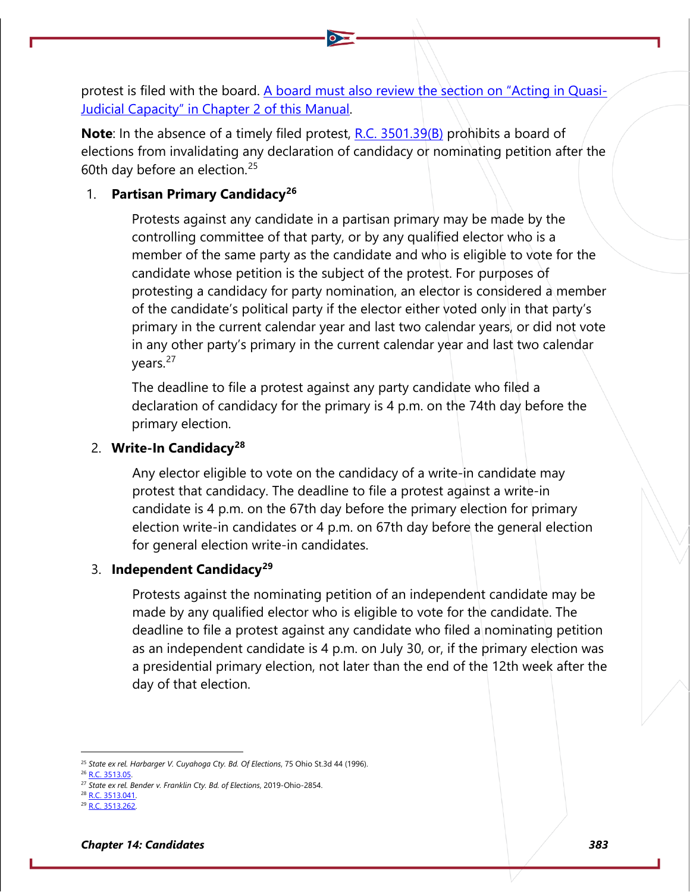protest is filed with the board. [A board must also review the section on "Acting in Quasi-Judicial Capacity" in Chapter 2 of this Manual](#).

**Note**: In the absence of a timely filed protest, [R.C. 3501.39(B)](#) prohibits a board of elections from invalidating any declaration of candidacy or nominating petition after the 60th day before an election.[25]

1. **Partisan Primary Candidacy[26]**

   Protests against any candidate in a partisan primary may be made by the controlling committee of that party, or by any qualified elector who is a member of the same party as the candidate and who is eligible to vote for the candidate whose petition is the subject of the protest. For purposes of protesting a candidacy for party nomination, an elector is considered a member of the candidate's political party if the elector either voted only in that party's primary in the current calendar year and last two calendar years, or did not vote in any other party's primary in the current calendar year and last two calendar years.[27]

   The deadline to file a protest against any party candidate who filed a declaration of candidacy for the primary is 4 p.m. on the 74th day before the primary election.

2. **Write-In Candidacy[28]**

   Any elector eligible to vote on the candidacy of a write-in candidate may protest that candidacy. The deadline to file a protest against a write-in candidate is 4 p.m. on the 67th day before the primary election for primary election write-in candidates or 4 p.m. on 67th day before the general election for general election write-in candidates.

3. **Independent Candidacy[29]**

   Protests against the nominating petition of an independent candidate may be made by any qualified elector who is eligible to vote for the candidate. The deadline to file a protest against any candidate who filed a nominating petition as an independent candidate is 4 p.m. on July 30, or, if the primary election was a presidential primary election, not later than the end of the 12th week after the day of that election.

---

[25] *State ex rel. Harbarger V. Cuyahoga Cty. Bd. Of Elections*, 75 Ohio St.3d 44 (1996).
[26] [R.C. 3513.05](#).
[27] *State ex rel. Bender v. Franklin Cty. Bd. of Elections*, 2019-Ohio-2854.
[28] [R.C. 3513.041](#).
[29] [R.C. 3513.262](#).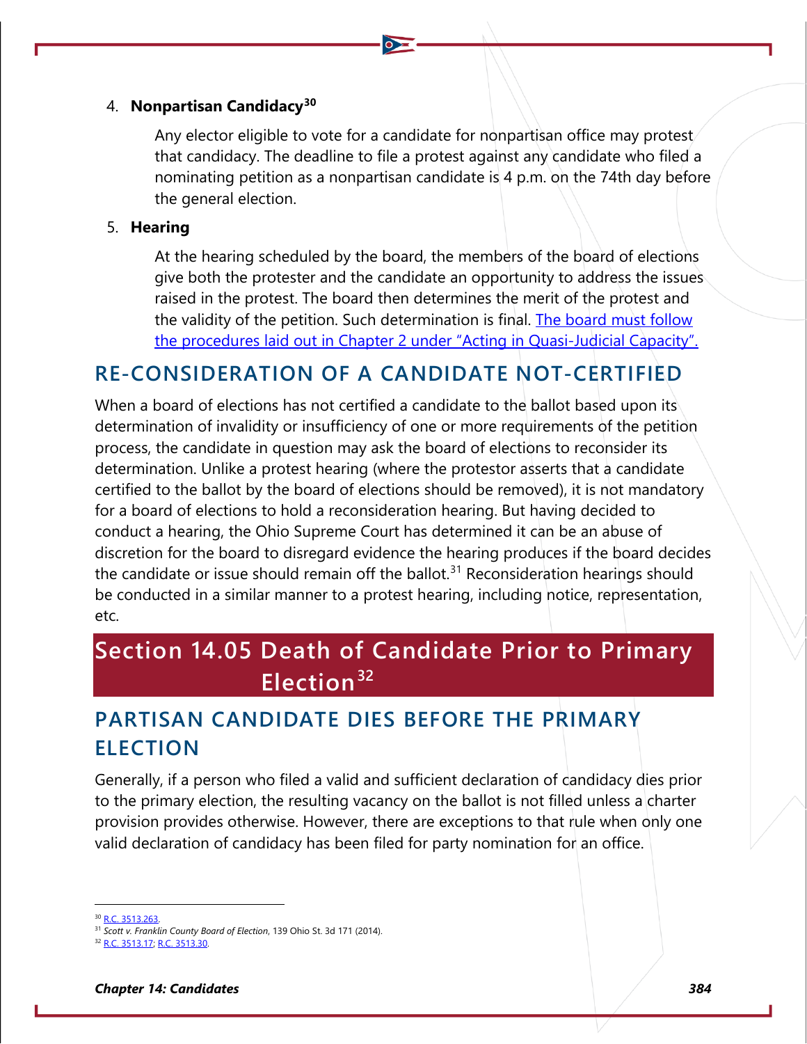4. **Nonpartisan Candidacy**[30]

   Any elector eligible to vote for a candidate for nonpartisan office may protest that candidacy. The deadline to file a protest against any candidate who filed a nominating petition as a nonpartisan candidate is 4 p.m. on the 74th day before the general election.

5. **Hearing**

   At the hearing scheduled by the board, the members of the board of elections give both the protester and the candidate an opportunity to address the issues raised in the protest. The board then determines the merit of the protest and the validity of the petition. Such determination is final. The board must follow the procedures laid out in Chapter 2 under "Acting in Quasi-Judicial Capacity".

## RE-CONSIDERATION OF A CANDIDATE NOT-CERTIFIED

When a board of elections has not certified a candidate to the ballot based upon its determination of invalidity or insufficiency of one or more requirements of the petition process, the candidate in question may ask the board of elections to reconsider its determination. Unlike a protest hearing (where the protestor asserts that a candidate certified to the ballot by the board of elections should be removed), it is not mandatory for a board of elections to hold a reconsideration hearing. But having decided to conduct a hearing, the Ohio Supreme Court has determined it can be an abuse of discretion for the board to disregard evidence the hearing produces if the board decides the candidate or issue should remain off the ballot.[31] Reconsideration hearings should be conducted in a similar manner to a protest hearing, including notice, representation, etc.

# Section 14.05 Death of Candidate Prior to Primary Election[32]

## PARTISAN CANDIDATE DIES BEFORE THE PRIMARY ELECTION

Generally, if a person who filed a valid and sufficient declaration of candidacy dies prior to the primary election, the resulting vacancy on the ballot is not filled unless a charter provision provides otherwise. However, there are exceptions to that rule when only one valid declaration of candidacy has been filed for party nomination for an office.

---

[30] R.C. 3513.263.

[31] *Scott v. Franklin County Board of Election*, 139 Ohio St. 3d 171 (2014).

[32] R.C. 3513.17; R.C. 3513.30.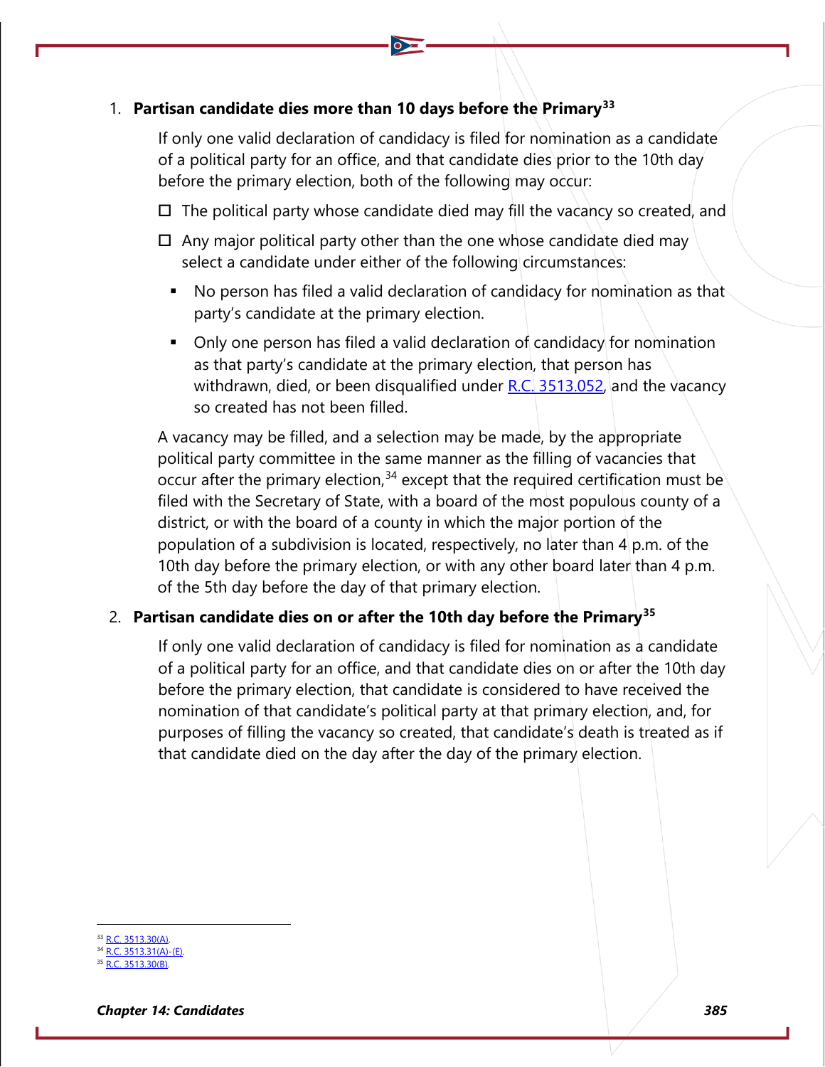1. **Partisan candidate dies more than 10 days before the Primary**[33]

   If only one valid declaration of candidacy is filed for nomination as a candidate of a political party for an office, and that candidate dies prior to the 10th day before the primary election, both of the following may occur:

   - ☐ The political party whose candidate died may fill the vacancy so created, and
   - ☐ Any major political party other than the one whose candidate died may select a candidate under either of the following circumstances:
     - No person has filed a valid declaration of candidacy for nomination as that party's candidate at the primary election.
     - Only one person has filed a valid declaration of candidacy for nomination as that party's candidate at the primary election, that person has withdrawn, died, or been disqualified under [R.C. 3513.052](), and the vacancy so created has not been filled.

   A vacancy may be filled, and a selection may be made, by the appropriate political party committee in the same manner as the filling of vacancies that occur after the primary election,[34] except that the required certification must be filed with the Secretary of State, with a board of the most populous county of a district, or with the board of a county in which the major portion of the population of a subdivision is located, respectively, no later than 4 p.m. of the 10th day before the primary election, or with any other board later than 4 p.m. of the 5th day before the day of that primary election.

2. **Partisan candidate dies on or after the 10th day before the Primary**[35]

   If only one valid declaration of candidacy is filed for nomination as a candidate of a political party for an office, and that candidate dies on or after the 10th day before the primary election, that candidate is considered to have received the nomination of that candidate's political party at that primary election, and, for purposes of filling the vacancy so created, that candidate's death is treated as if that candidate died on the day after the day of the primary election.

---

[33] [R.C. 3513.30(A)]().
[34] [R.C. 3513.31(A)-(E)]().
[35] [R.C. 3513.30(B)]().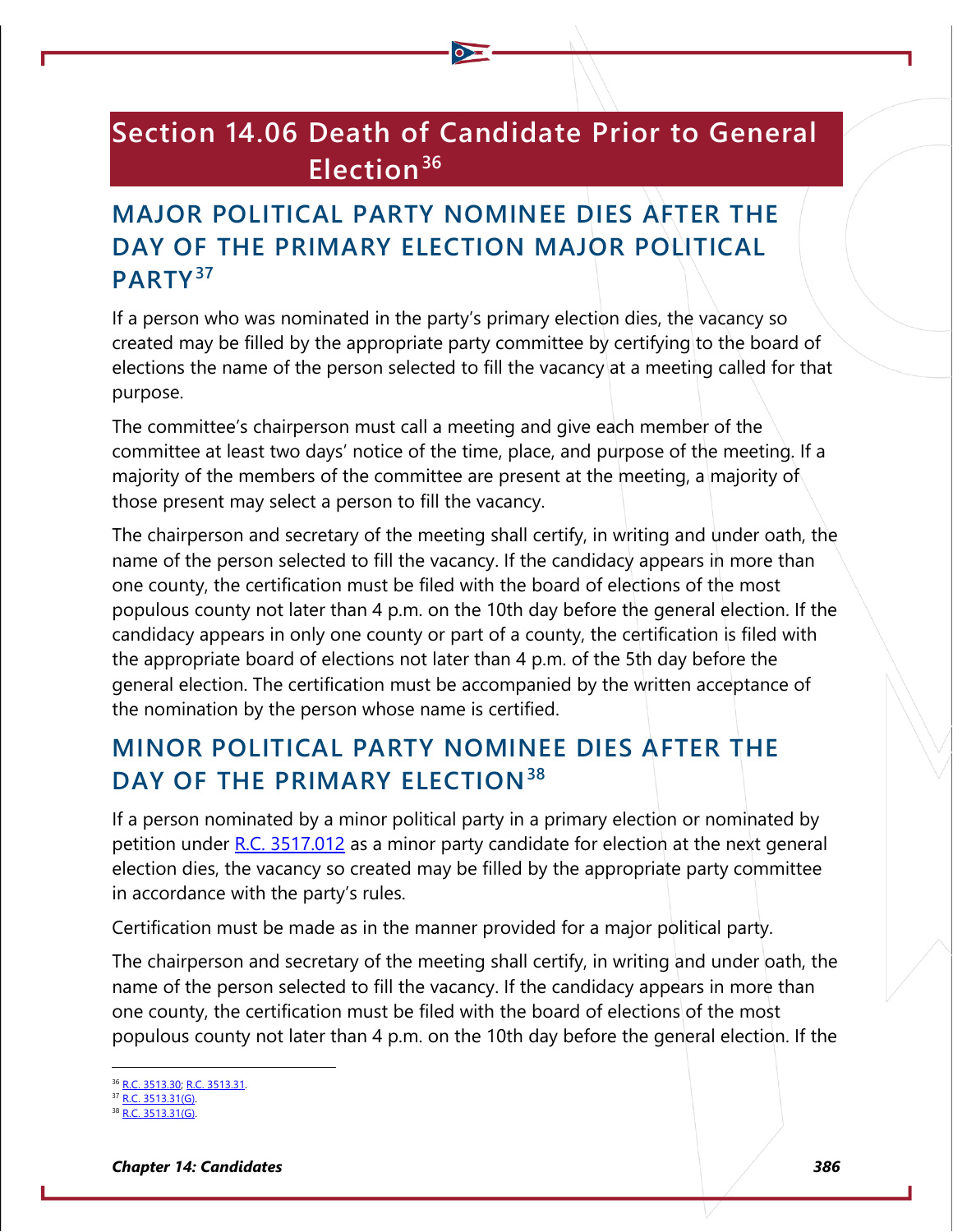# Section 14.06 Death of Candidate Prior to General Election[36]

## MAJOR POLITICAL PARTY NOMINEE DIES AFTER THE DAY OF THE PRIMARY ELECTION MAJOR POLITICAL PARTY[37]

If a person who was nominated in the party's primary election dies, the vacancy so created may be filled by the appropriate party committee by certifying to the board of elections the name of the person selected to fill the vacancy at a meeting called for that purpose.

The committee's chairperson must call a meeting and give each member of the committee at least two days' notice of the time, place, and purpose of the meeting. If a majority of the members of the committee are present at the meeting, a majority of those present may select a person to fill the vacancy.

The chairperson and secretary of the meeting shall certify, in writing and under oath, the name of the person selected to fill the vacancy. If the candidacy appears in more than one county, the certification must be filed with the board of elections of the most populous county not later than 4 p.m. on the 10th day before the general election. If the candidacy appears in only one county or part of a county, the certification is filed with the appropriate board of elections not later than 4 p.m. of the 5th day before the general election. The certification must be accompanied by the written acceptance of the nomination by the person whose name is certified.

## MINOR POLITICAL PARTY NOMINEE DIES AFTER THE DAY OF THE PRIMARY ELECTION[38]

If a person nominated by a minor political party in a primary election or nominated by petition under R.C. 3517.012 as a minor party candidate for election at the next general election dies, the vacancy so created may be filled by the appropriate party committee in accordance with the party's rules.

Certification must be made as in the manner provided for a major political party.

The chairperson and secretary of the meeting shall certify, in writing and under oath, the name of the person selected to fill the vacancy. If the candidacy appears in more than one county, the certification must be filed with the board of elections of the most populous county not later than 4 p.m. on the 10th day before the general election. If the

---

[36] R.C. 3513.30; R.C. 3513.31.
[37] R.C. 3513.31(G).
[38] R.C. 3513.31(G).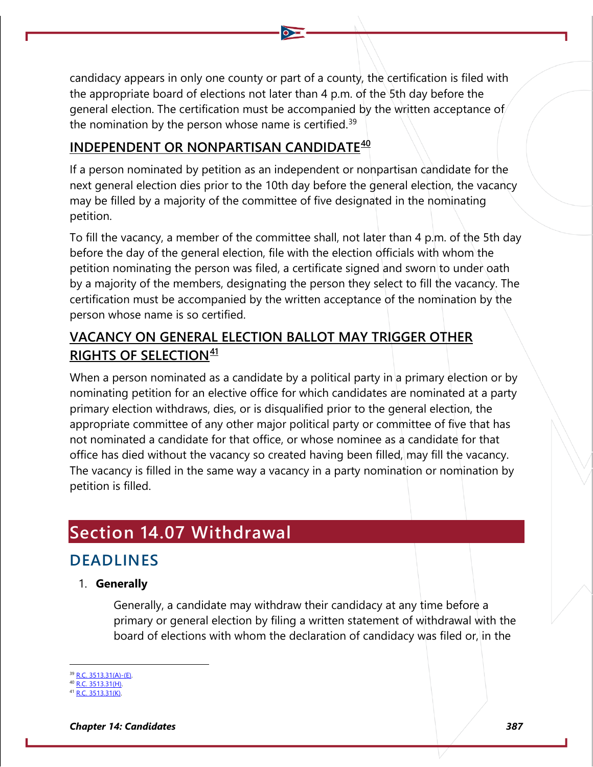candidacy appears in only one county or part of a county, the certification is filed with the appropriate board of elections not later than 4 p.m. of the 5th day before the general election. The certification must be accompanied by the written acceptance of the nomination by the person whose name is certified.[39]

### INDEPENDENT OR NONPARTISAN CANDIDATE[40]

If a person nominated by petition as an independent or nonpartisan candidate for the next general election dies prior to the 10th day before the general election, the vacancy may be filled by a majority of the committee of five designated in the nominating petition.

To fill the vacancy, a member of the committee shall, not later than 4 p.m. of the 5th day before the day of the general election, file with the election officials with whom the petition nominating the person was filed, a certificate signed and sworn to under oath by a majority of the members, designating the person they select to fill the vacancy. The certification must be accompanied by the written acceptance of the nomination by the person whose name is so certified.

### VACANCY ON GENERAL ELECTION BALLOT MAY TRIGGER OTHER RIGHTS OF SELECTION[41]

When a person nominated as a candidate by a political party in a primary election or by nominating petition for an elective office for which candidates are nominated at a party primary election withdraws, dies, or is disqualified prior to the general election, the appropriate committee of any other major political party or committee of five that has not nominated a candidate for that office, or whose nominee as a candidate for that office has died without the vacancy so created having been filled, may fill the vacancy. The vacancy is filled in the same way a vacancy in a party nomination or nomination by petition is filled.

# Section 14.07 Withdrawal

## DEADLINES

1. **Generally**

   Generally, a candidate may withdraw their candidacy at any time before a primary or general election by filing a written statement of withdrawal with the board of elections with whom the declaration of candidacy was filed or, in the

---

[39] R.C. 3513.31(A)-(E).
[40] R.C. 3513.31(H).
[41] R.C. 3513.31(K).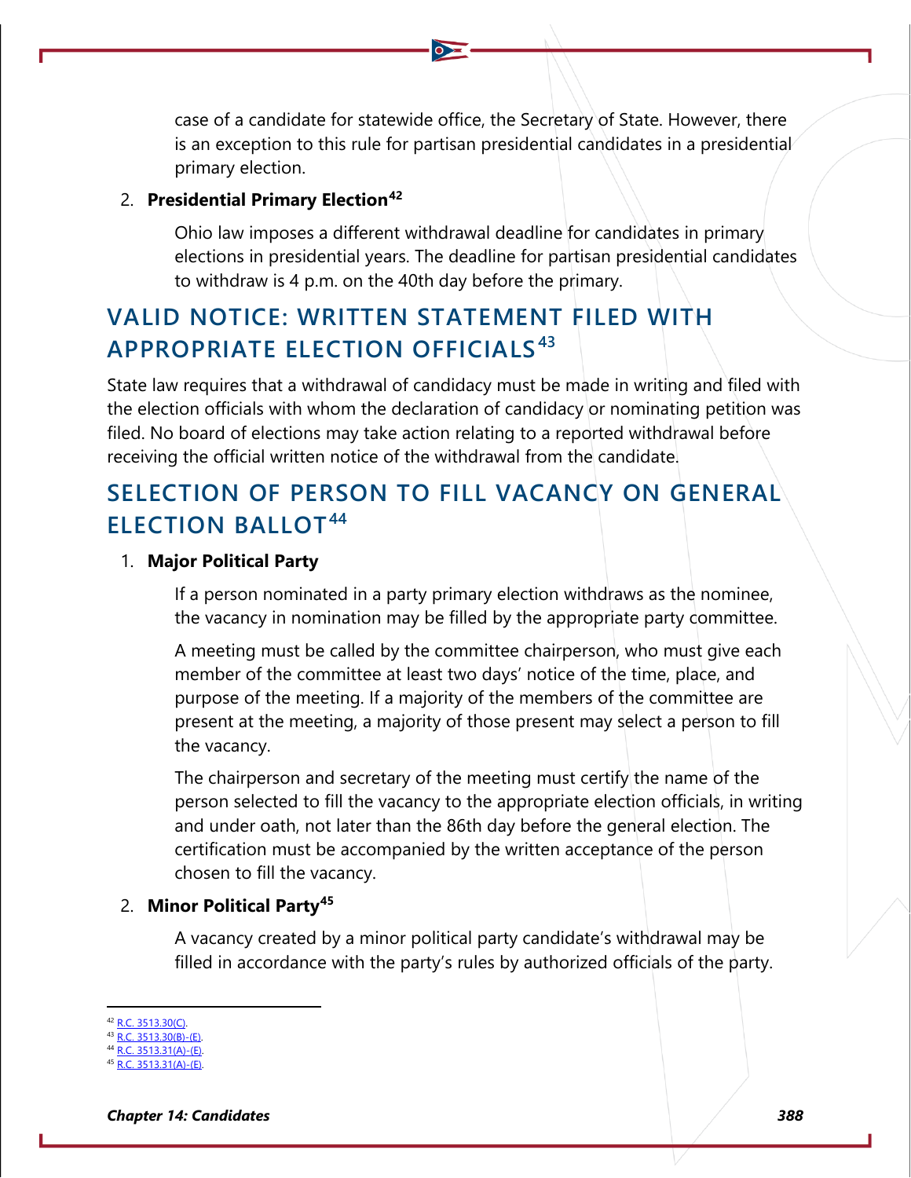case of a candidate for statewide office, the Secretary of State. However, there is an exception to this rule for partisan presidential candidates in a presidential primary election.

2. **Presidential Primary Election**[42]

   Ohio law imposes a different withdrawal deadline for candidates in primary elections in presidential years. The deadline for partisan presidential candidates to withdraw is 4 p.m. on the 40th day before the primary.

## VALID NOTICE: WRITTEN STATEMENT FILED WITH APPROPRIATE ELECTION OFFICIALS[43]

State law requires that a withdrawal of candidacy must be made in writing and filed with the election officials with whom the declaration of candidacy or nominating petition was filed. No board of elections may take action relating to a reported withdrawal before receiving the official written notice of the withdrawal from the candidate.

## SELECTION OF PERSON TO FILL VACANCY ON GENERAL ELECTION BALLOT[44]

1. **Major Political Party**

   If a person nominated in a party primary election withdraws as the nominee, the vacancy in nomination may be filled by the appropriate party committee.

   A meeting must be called by the committee chairperson, who must give each member of the committee at least two days' notice of the time, place, and purpose of the meeting. If a majority of the members of the committee are present at the meeting, a majority of those present may select a person to fill the vacancy.

   The chairperson and secretary of the meeting must certify the name of the person selected to fill the vacancy to the appropriate election officials, in writing and under oath, not later than the 86th day before the general election. The certification must be accompanied by the written acceptance of the person chosen to fill the vacancy.

2. **Minor Political Party**[45]

   A vacancy created by a minor political party candidate's withdrawal may be filled in accordance with the party's rules by authorized officials of the party.

---

[42] R.C. 3513.30(C).
[43] R.C. 3513.30(B)-(E).
[44] R.C. 3513.31(A)-(E).
[45] R.C. 3513.31(A)-(E).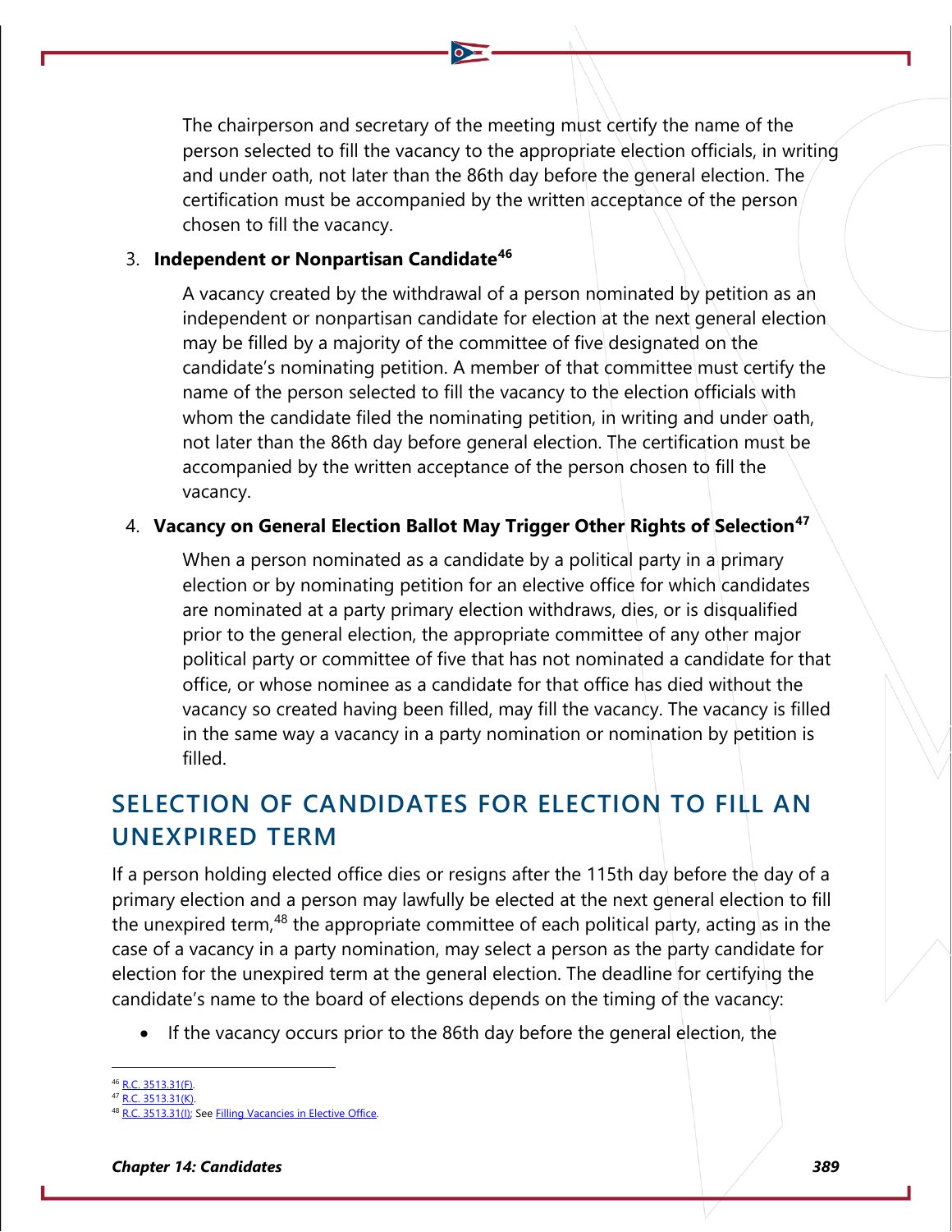The chairperson and secretary of the meeting must certify the name of the person selected to fill the vacancy to the appropriate election officials, in writing and under oath, not later than the 86th day before the general election. The certification must be accompanied by the written acceptance of the person chosen to fill the vacancy.

3. **Independent or Nonpartisan Candidate**[46]

   A vacancy created by the withdrawal of a person nominated by petition as an independent or nonpartisan candidate for election at the next general election may be filled by a majority of the committee of five designated on the candidate's nominating petition. A member of that committee must certify the name of the person selected to fill the vacancy to the election officials with whom the candidate filed the nominating petition, in writing and under oath, not later than the 86th day before general election. The certification must be accompanied by the written acceptance of the person chosen to fill the vacancy.

4. **Vacancy on General Election Ballot May Trigger Other Rights of Selection**[47]

   When a person nominated as a candidate by a political party in a primary election or by nominating petition for an elective office for which candidates are nominated at a party primary election withdraws, dies, or is disqualified prior to the general election, the appropriate committee of any other major political party or committee of five that has not nominated a candidate for that office, or whose nominee as a candidate for that office has died without the vacancy so created having been filled, may fill the vacancy. The vacancy is filled in the same way a vacancy in a party nomination or nomination by petition is filled.

## SELECTION OF CANDIDATES FOR ELECTION TO FILL AN UNEXPIRED TERM

If a person holding elected office dies or resigns after the 115th day before the day of a primary election and a person may lawfully be elected at the next general election to fill the unexpired term,[48] the appropriate committee of each political party, acting as in the case of a vacancy in a party nomination, may select a person as the party candidate for election for the unexpired term at the general election. The deadline for certifying the candidate's name to the board of elections depends on the timing of the vacancy:

- If the vacancy occurs prior to the 86th day before the general election, the

---

[46] R.C. 3513.31(F).
[47] R.C. 3513.31(K).
[48] R.C. 3513.31(I); See Filling Vacancies in Elective Office.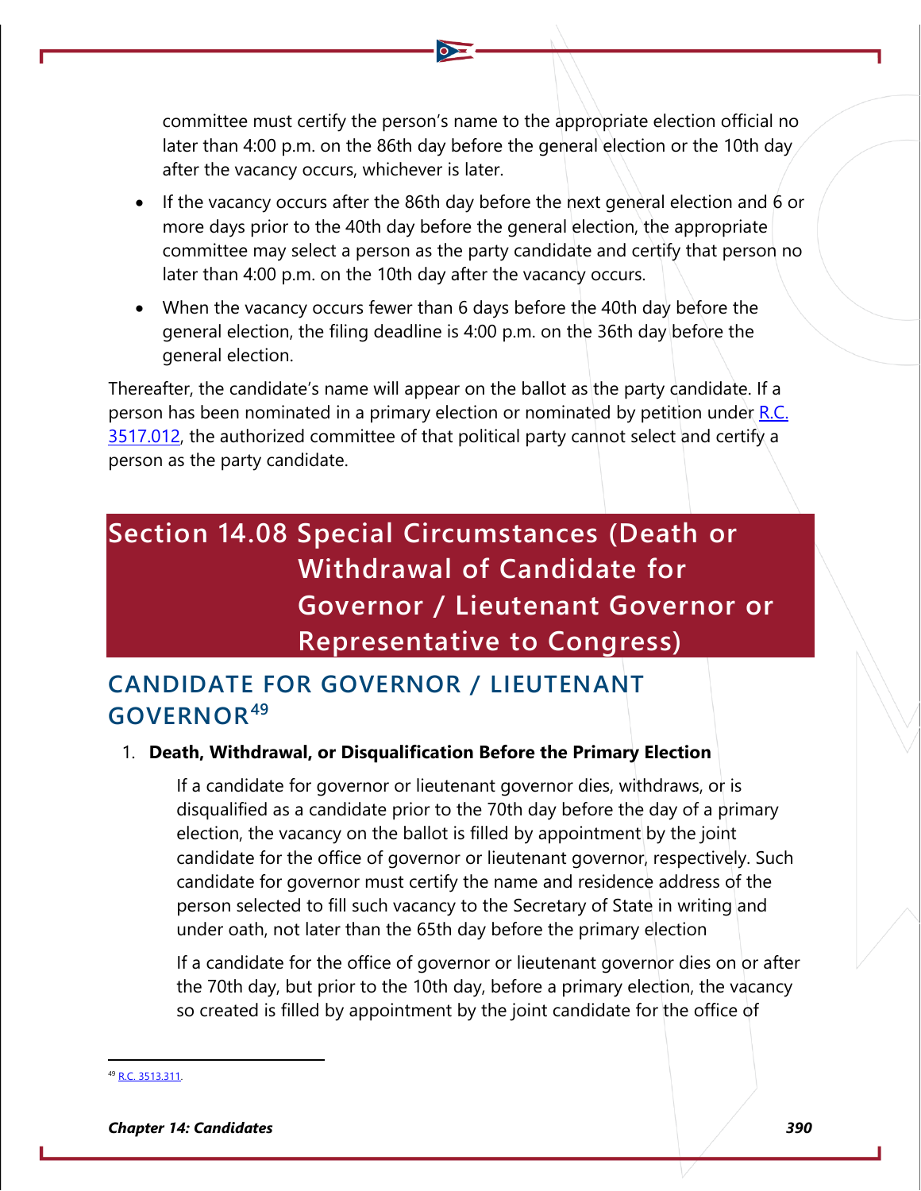committee must certify the person's name to the appropriate election official no later than 4:00 p.m. on the 86th day before the general election or the 10th day after the vacancy occurs, whichever is later.

- If the vacancy occurs after the 86th day before the next general election and 6 or more days prior to the 40th day before the general election, the appropriate committee may select a person as the party candidate and certify that person no later than 4:00 p.m. on the 10th day after the vacancy occurs.
- When the vacancy occurs fewer than 6 days before the 40th day before the general election, the filing deadline is 4:00 p.m. on the 36th day before the general election.

Thereafter, the candidate's name will appear on the ballot as the party candidate. If a person has been nominated in a primary election or nominated by petition under R.C. 3517.012, the authorized committee of that political party cannot select and certify a person as the party candidate.

# Section 14.08 Special Circumstances (Death or Withdrawal of Candidate for Governor / Lieutenant Governor or Representative to Congress)

## CANDIDATE FOR GOVERNOR / LIEUTENANT GOVERNOR[49]

1. **Death, Withdrawal, or Disqualification Before the Primary Election**

   If a candidate for governor or lieutenant governor dies, withdraws, or is disqualified as a candidate prior to the 70th day before the day of a primary election, the vacancy on the ballot is filled by appointment by the joint candidate for the office of governor or lieutenant governor, respectively. Such candidate for governor must certify the name and residence address of the person selected to fill such vacancy to the Secretary of State in writing and under oath, not later than the 65th day before the primary election

   If a candidate for the office of governor or lieutenant governor dies on or after the 70th day, but prior to the 10th day, before a primary election, the vacancy so created is filled by appointment by the joint candidate for the office of

[49] R.C. 3513.311.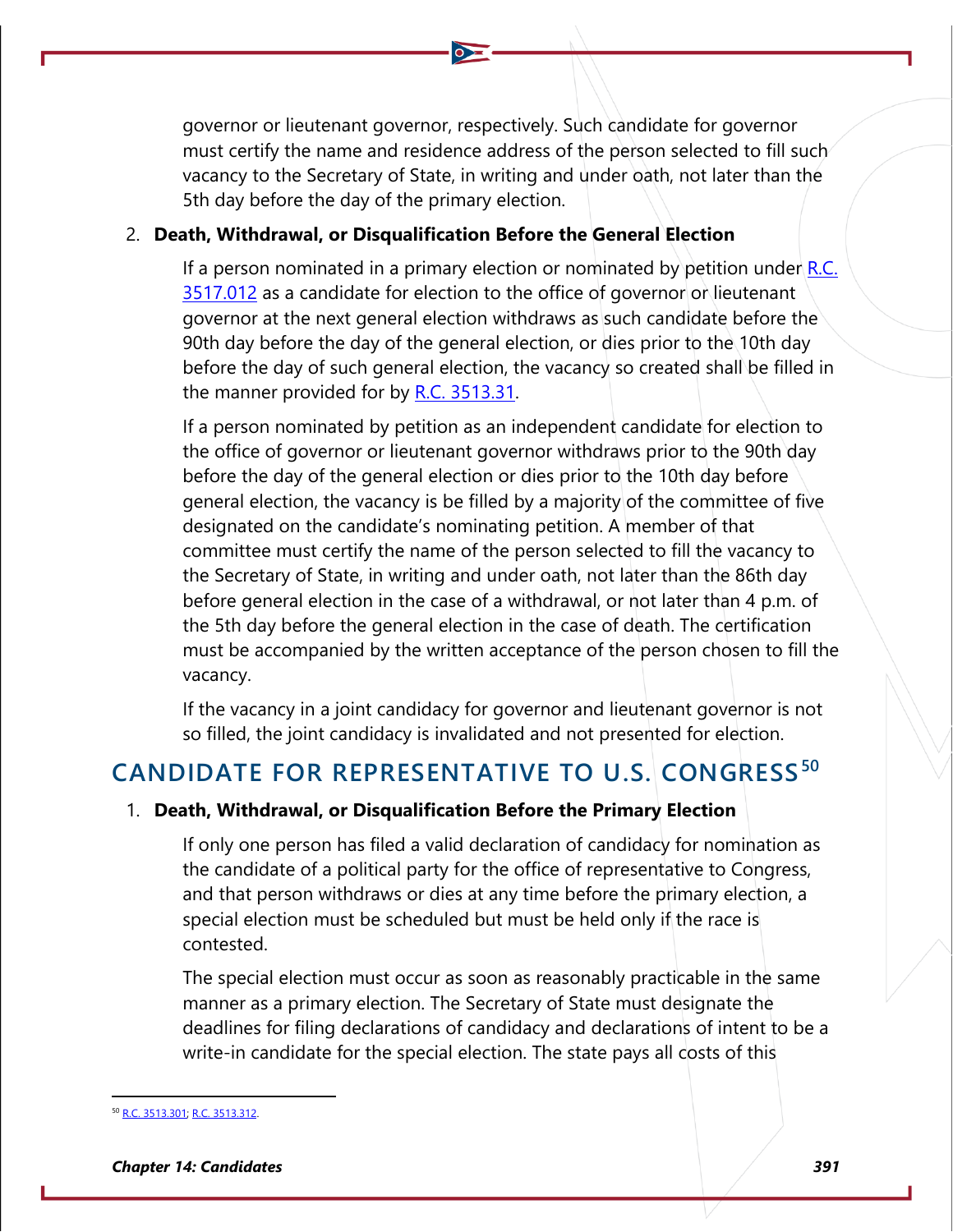governor or lieutenant governor, respectively. Such candidate for governor must certify the name and residence address of the person selected to fill such vacancy to the Secretary of State, in writing and under oath, not later than the 5th day before the day of the primary election.

2. **Death, Withdrawal, or Disqualification Before the General Election**

   If a person nominated in a primary election or nominated by petition under R.C. 3517.012 as a candidate for election to the office of governor or lieutenant governor at the next general election withdraws as such candidate before the 90th day before the day of the general election, or dies prior to the 10th day before the day of such general election, the vacancy so created shall be filled in the manner provided for by R.C. 3513.31.

   If a person nominated by petition as an independent candidate for election to the office of governor or lieutenant governor withdraws prior to the 90th day before the day of the general election or dies prior to the 10th day before general election, the vacancy is be filled by a majority of the committee of five designated on the candidate's nominating petition. A member of that committee must certify the name of the person selected to fill the vacancy to the Secretary of State, in writing and under oath, not later than the 86th day before general election in the case of a withdrawal, or not later than 4 p.m. of the 5th day before the general election in the case of death. The certification must be accompanied by the written acceptance of the person chosen to fill the vacancy.

   If the vacancy in a joint candidacy for governor and lieutenant governor is not so filled, the joint candidacy is invalidated and not presented for election.

## CANDIDATE FOR REPRESENTATIVE TO U.S. CONGRESS[50]

1. **Death, Withdrawal, or Disqualification Before the Primary Election**

   If only one person has filed a valid declaration of candidacy for nomination as the candidate of a political party for the office of representative to Congress, and that person withdraws or dies at any time before the primary election, a special election must be scheduled but must be held only if the race is contested.

   The special election must occur as soon as reasonably practicable in the same manner as a primary election. The Secretary of State must designate the deadlines for filing declarations of candidacy and declarations of intent to be a write-in candidate for the special election. The state pays all costs of this

[50] R.C. 3513.301; R.C. 3513.312.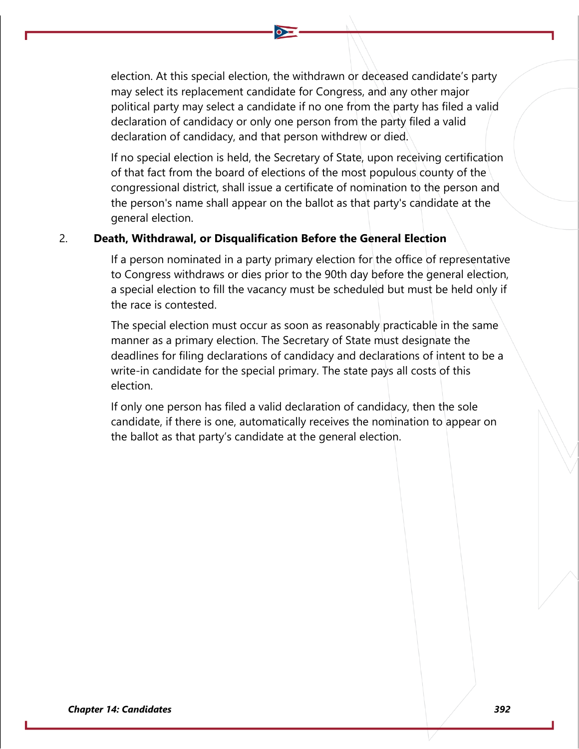election. At this special election, the withdrawn or deceased candidate's party may select its replacement candidate for Congress, and any other major political party may select a candidate if no one from the party has filed a valid declaration of candidacy or only one person from the party filed a valid declaration of candidacy, and that person withdrew or died.

If no special election is held, the Secretary of State, upon receiving certification of that fact from the board of elections of the most populous county of the congressional district, shall issue a certificate of nomination to the person and the person's name shall appear on the ballot as that party's candidate at the general election.

2. **Death, Withdrawal, or Disqualification Before the General Election**

If a person nominated in a party primary election for the office of representative to Congress withdraws or dies prior to the 90th day before the general election, a special election to fill the vacancy must be scheduled but must be held only if the race is contested.

The special election must occur as soon as reasonably practicable in the same manner as a primary election. The Secretary of State must designate the deadlines for filing declarations of candidacy and declarations of intent to be a write-in candidate for the special primary. The state pays all costs of this election.

If only one person has filed a valid declaration of candidacy, then the sole candidate, if there is one, automatically receives the nomination to appear on the ballot as that party's candidate at the general election.